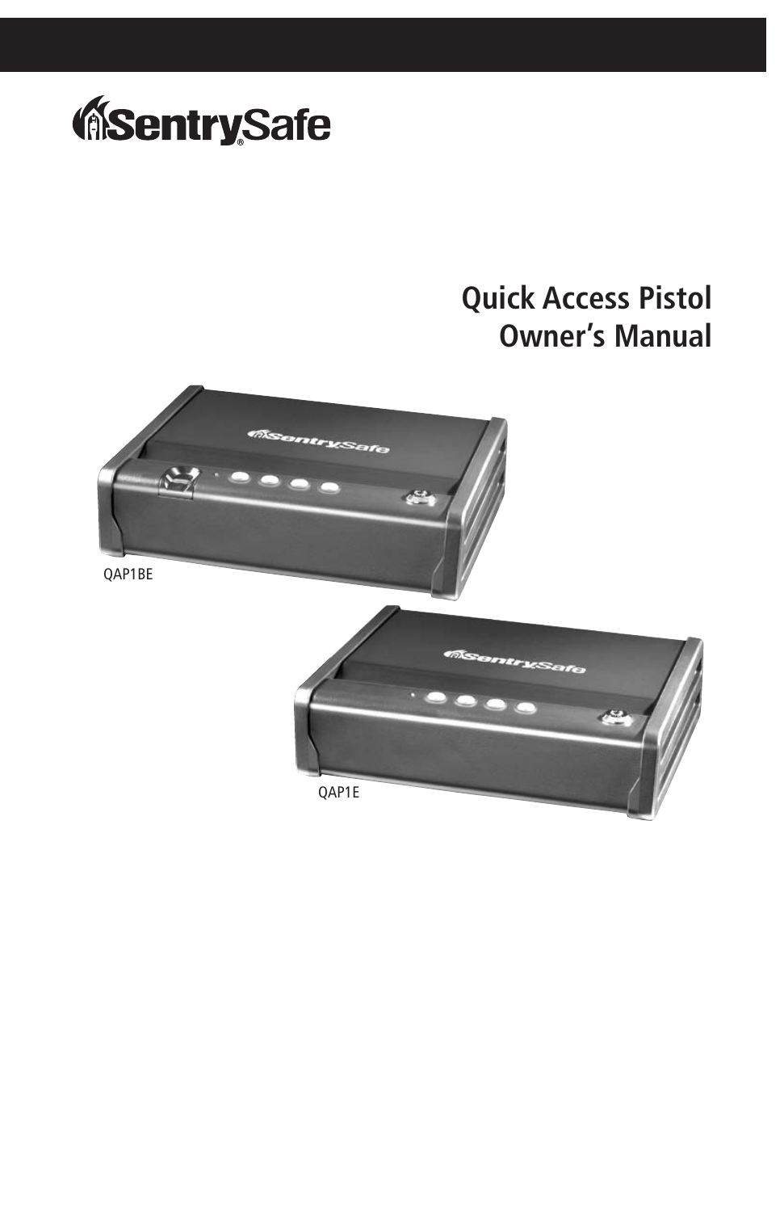SentrySafe

# Quick Access Pistol Owner's Manual

QAP1BE

QAP1E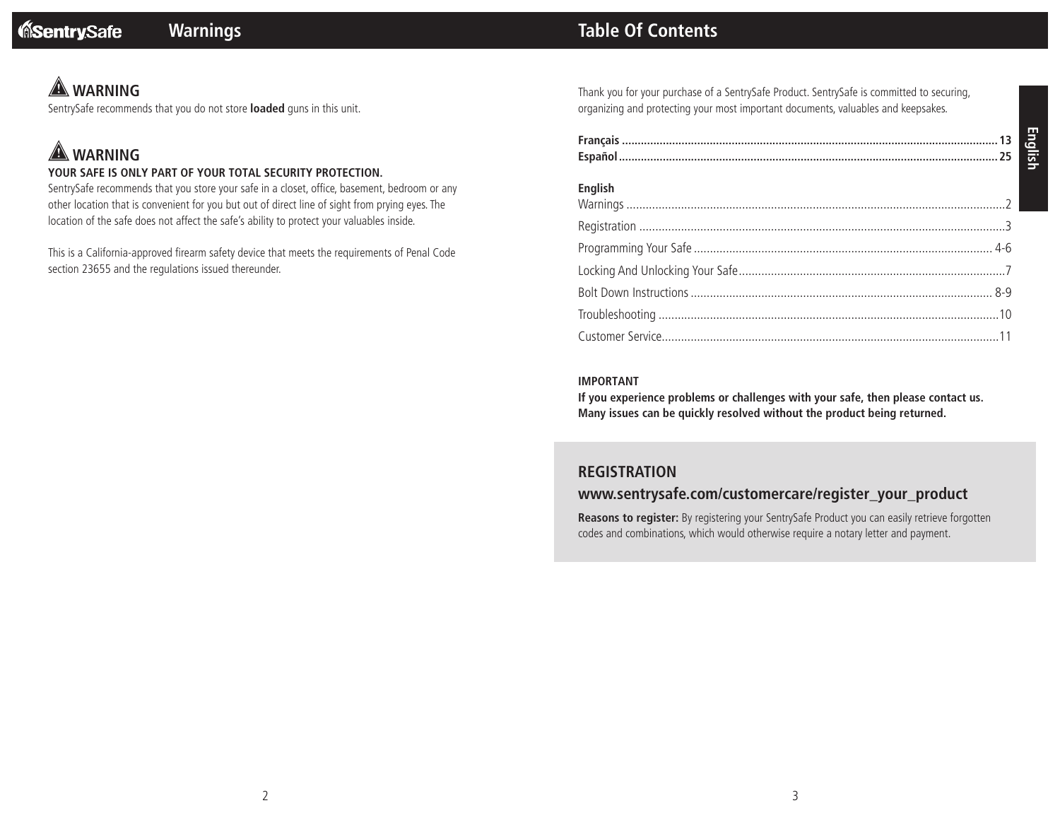# Warnings

## ⚠ WARNING

SentrySafe recommends that you do not store **loaded** guns in this unit.

## ⚠ WARNING

**YOUR SAFE IS ONLY PART OF YOUR TOTAL SECURITY PROTECTION.**

SentrySafe recommends that you store your safe in a closet, office, basement, bedroom or any other location that is convenient for you but out of direct line of sight from prying eyes. The location of the safe does not affect the safe's ability to protect your valuables inside.

This is a California-approved firearm safety device that meets the requirements of Penal Code section 23655 and the regulations issued thereunder.

# Table Of Contents

Thank you for your purchase of a SentrySafe Product. SentrySafe is committed to securing, organizing and protecting your most important documents, valuables and keepsakes.

**Français ........................................................ 13**
**Español ........................................................ 25**

**English**

Warnings ........................................................ 2
Registration ........................................................ 3
Programming Your Safe ........................................................ 4-6
Locking And Unlocking Your Safe ........................................................ 7
Bolt Down Instructions ........................................................ 8-9
Troubleshooting ........................................................ 10
Customer Service ........................................................ 11

**IMPORTANT**
**If you experience problems or challenges with your safe, then please contact us. Many issues can be quickly resolved without the product being returned.**

## REGISTRATION
## www.sentrysafe.com/customercare/register_your_product

**Reasons to register:** By registering your SentrySafe Product you can easily retrieve forgotten codes and combinations, which would otherwise require a notary letter and payment.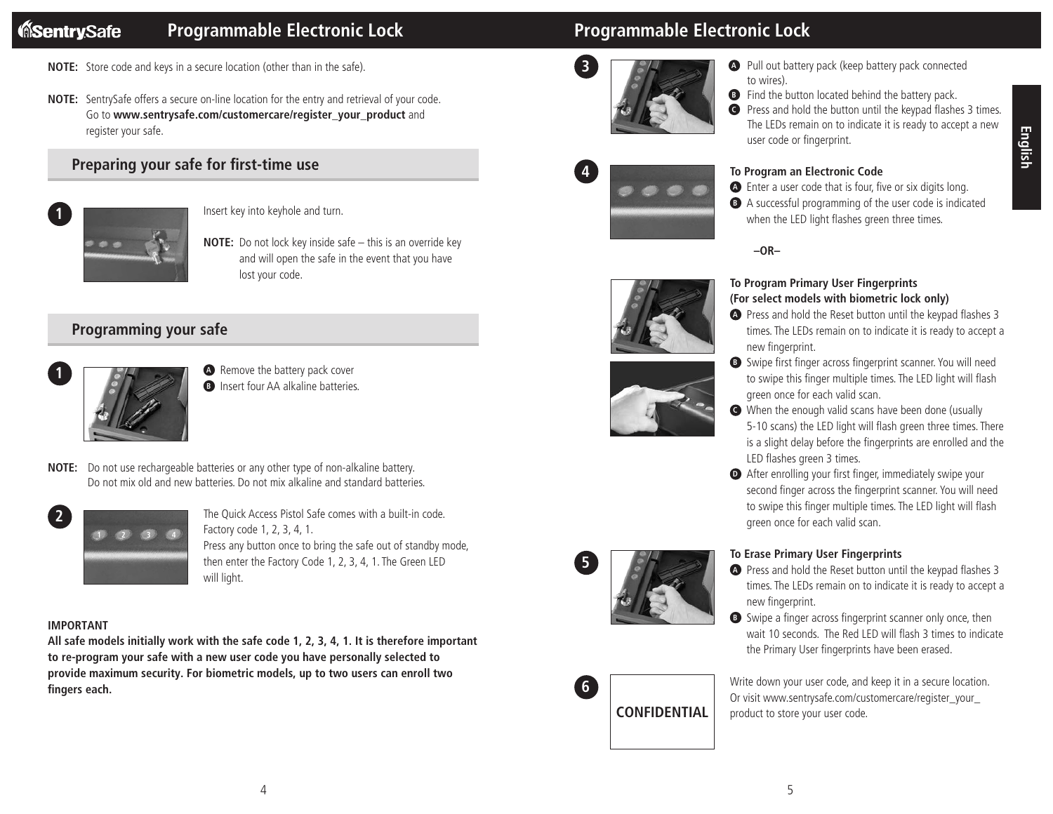# Programmable Electronic Lock

**NOTE:** Store code and keys in a secure location (other than in the safe).

**NOTE:** SentrySafe offers a secure on-line location for the entry and retrieval of your code. Go to **www.sentrysafe.com/customercare/register_your_product** and register your safe.

## Preparing your safe for first-time use

**1**

Insert key into keyhole and turn.

**NOTE:** Do not lock key inside safe – this is an override key and will open the safe in the event that you have lost your code.

## Programming your safe

**1**

- **A** Remove the battery pack cover
- **B** Insert four AA alkaline batteries.

**NOTE:** Do not use rechargeable batteries or any other type of non-alkaline battery. Do not mix old and new batteries. Do not mix alkaline and standard batteries.

**2**

The Quick Access Pistol Safe comes with a built-in code. Factory code 1, 2, 3, 4, 1.
Press any button once to bring the safe out of standby mode, then enter the Factory Code 1, 2, 3, 4, 1. The Green LED will light.

**IMPORTANT**

**All safe models initially work with the safe code 1, 2, 3, 4, 1. It is therefore important to re-program your safe with a new user code you have personally selected to provide maximum security. For biometric models, up to two users can enroll two fingers each.**

**3**

- **A** Pull out battery pack (keep battery pack connected to wires).
- **B** Find the button located behind the battery pack.
- **C** Press and hold the button until the keypad flashes 3 times. The LEDs remain on to indicate it is ready to accept a new user code or fingerprint.

**4**

**To Program an Electronic Code**

- **A** Enter a user code that is four, five or six digits long.
- **B** A successful programming of the user code is indicated when the LED light flashes green three times.

**–OR–**

**To Program Primary User Fingerprints (For select models with biometric lock only)**

- **A** Press and hold the Reset button until the keypad flashes 3 times. The LEDs remain on to indicate it is ready to accept a new fingerprint.
- **B** Swipe first finger across fingerprint scanner. You will need to swipe this finger multiple times. The LED light will flash green once for each valid scan.
- **C** When the enough valid scans have been done (usually 5-10 scans) the LED light will flash green three times. There is a slight delay before the fingerprints are enrolled and the LED flashes green 3 times.
- **D** After enrolling your first finger, immediately swipe your second finger across the fingerprint scanner. You will need to swipe this finger multiple times. The LED light will flash green once for each valid scan.

**5**

**To Erase Primary User Fingerprints**

- **A** Press and hold the Reset button until the keypad flashes 3 times. The LEDs remain on to indicate it is ready to accept a new fingerprint.
- **B** Swipe a finger across fingerprint scanner only once, then wait 10 seconds. The Red LED will flash 3 times to indicate the Primary User fingerprints have been erased.

**6**

CONFIDENTIAL

Write down your user code, and keep it in a secure location. Or visit www.sentrysafe.com/customercare/register_your_product to store your user code.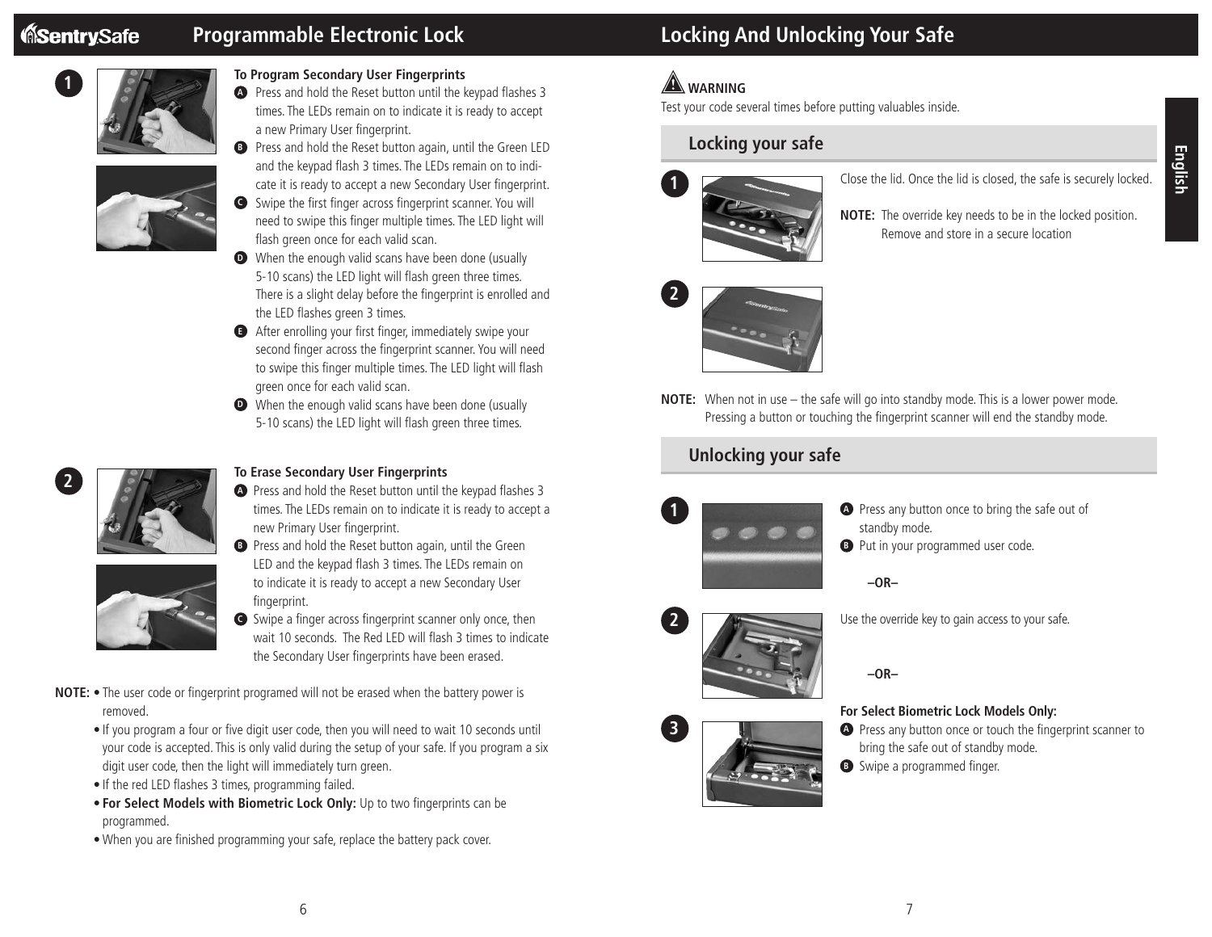## Programmable Electronic Lock

**1**

**To Program Secondary User Fingerprints**

- **A** Press and hold the Reset button until the keypad flashes 3 times. The LEDs remain on to indicate it is ready to accept a new Primary User fingerprint.
- **B** Press and hold the Reset button again, until the Green LED and the keypad flash 3 times. The LEDs remain on to indicate it is ready to accept a new Secondary User fingerprint.
- **C** Swipe the first finger across fingerprint scanner. You will need to swipe this finger multiple times. The LED light will flash green once for each valid scan.
- **D** When the enough valid scans have been done (usually 5-10 scans) the LED light will flash green three times. There is a slight delay before the fingerprint is enrolled and the LED flashes green 3 times.
- **E** After enrolling your first finger, immediately swipe your second finger across the fingerprint scanner. You will need to swipe this finger multiple times. The LED light will flash green once for each valid scan.
- **D** When the enough valid scans have been done (usually 5-10 scans) the LED light will flash green three times.

**2**

**To Erase Secondary User Fingerprints**

- **A** Press and hold the Reset button until the keypad flashes 3 times. The LEDs remain on to indicate it is ready to accept a new Primary User fingerprint.
- **B** Press and hold the Reset button again, until the Green LED and the keypad flash 3 times. The LEDs remain on to indicate it is ready to accept a new Secondary User fingerprint.
- **C** Swipe a finger across fingerprint scanner only once, then wait 10 seconds. The Red LED will flash 3 times to indicate the Secondary User fingerprints have been erased.

**NOTE:**
- The user code or fingerprint programed will not be erased when the battery power is removed.
- If you program a four or five digit user code, then you will need to wait 10 seconds until your code is accepted. This is only valid during the setup of your safe. If you program a six digit user code, then the light will immediately turn green.
- If the red LED flashes 3 times, programming failed.
- **For Select Models with Biometric Lock Only:** Up to two fingerprints can be programmed.
- When you are finished programming your safe, replace the battery pack cover.

## Locking And Unlocking Your Safe

**⚠ WARNING**

Test your code several times before putting valuables inside.

### Locking your safe

**1** Close the lid. Once the lid is closed, the safe is securely locked.

**NOTE:** The override key needs to be in the locked position. Remove and store in a secure location

**2**

**NOTE:** When not in use – the safe will go into standby mode. This is a lower power mode. Pressing a button or touching the fingerprint scanner will end the standby mode.

### Unlocking your safe

**1**

- **A** Press any button once to bring the safe out of standby mode.
- **B** Put in your programmed user code.

**–OR–**

**2** Use the override key to gain access to your safe.

**–OR–**

**3**

**For Select Biometric Lock Models Only:**

- **A** Press any button once or touch the fingerprint scanner to bring the safe out of standby mode.
- **B** Swipe a programmed finger.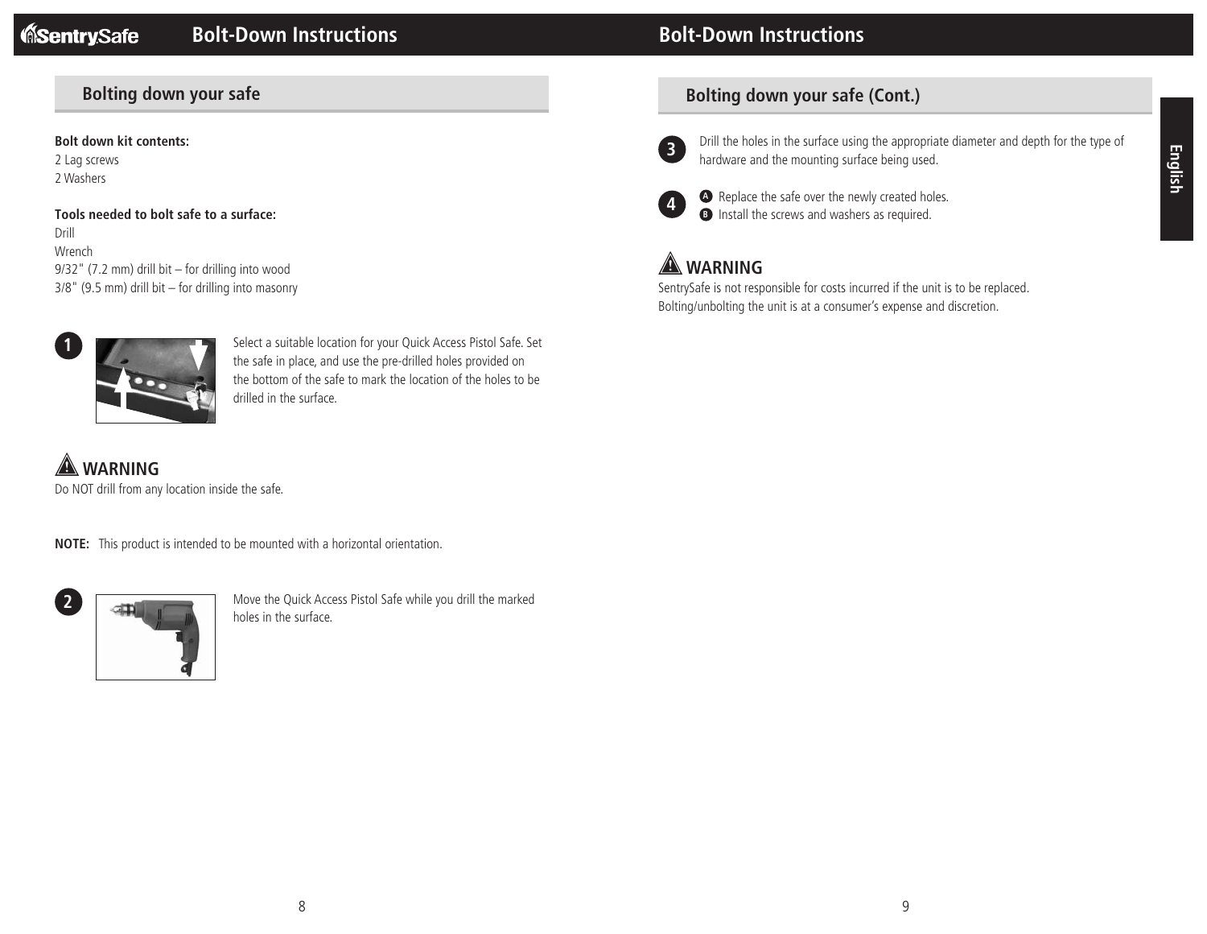# Bolt-Down Instructions

## Bolting down your safe

**Bolt down kit contents:**
2 Lag screws
2 Washers

**Tools needed to bolt safe to a surface:**
Drill
Wrench
9/32" (7.2 mm) drill bit – for drilling into wood
3/8" (9.5 mm) drill bit – for drilling into masonry

**1** Select a suitable location for your Quick Access Pistol Safe. Set the safe in place, and use the pre-drilled holes provided on the bottom of the safe to mark the location of the holes to be drilled in the surface.

### ⚠ WARNING

Do NOT drill from any location inside the safe.

**NOTE:** This product is intended to be mounted with a horizontal orientation.

**2** Move the Quick Access Pistol Safe while you drill the marked holes in the surface.

## Bolting down your safe (Cont.)

**3** Drill the holes in the surface using the appropriate diameter and depth for the type of hardware and the mounting surface being used.

**4**
- **A** Replace the safe over the newly created holes.
- **B** Install the screws and washers as required.

### ⚠ WARNING

SentrySafe is not responsible for costs incurred if the unit is to be replaced.
Bolting/unbolting the unit is at a consumer's expense and discretion.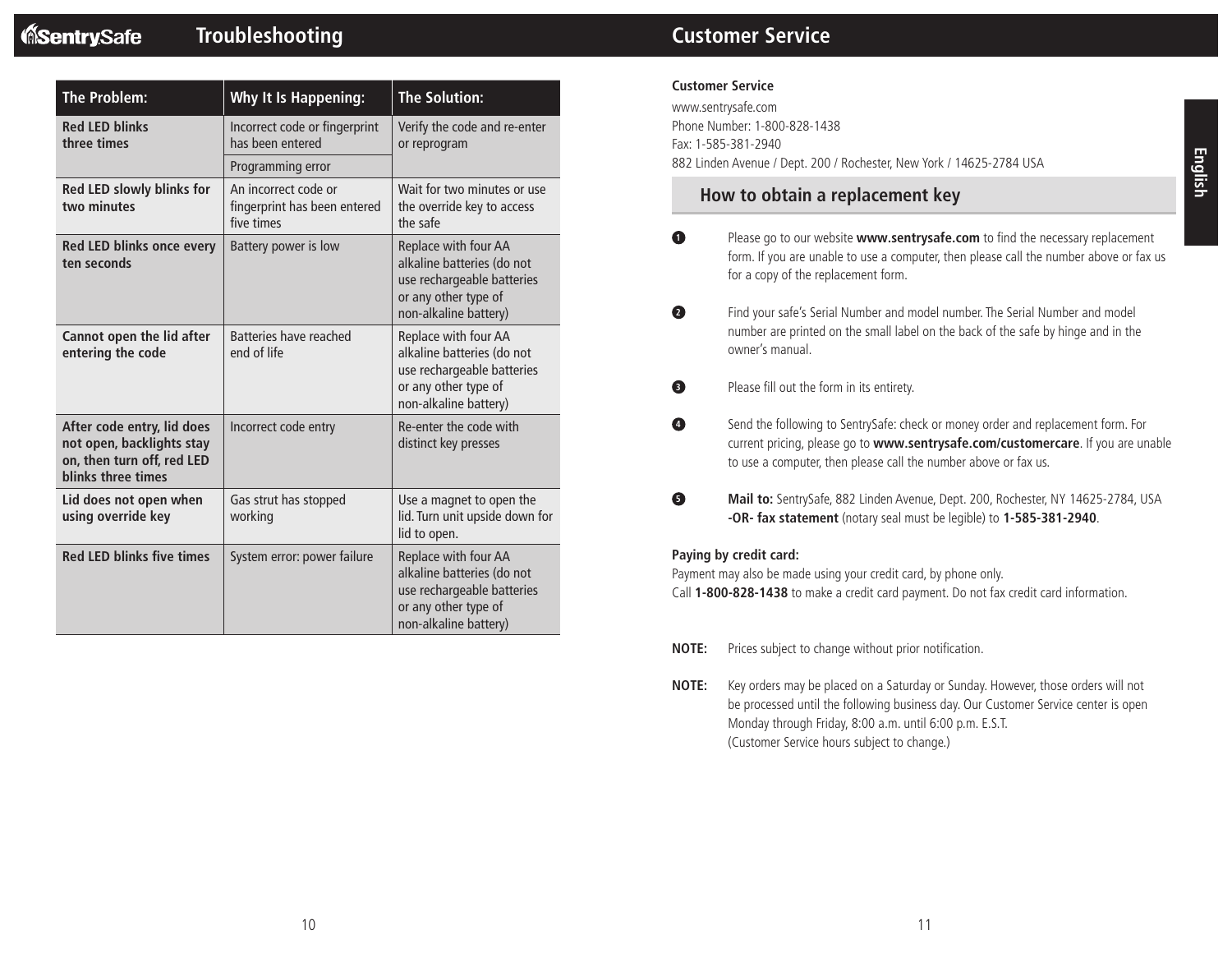## Troubleshooting

| The Problem: | Why It Is Happening: | The Solution: |
| --- | --- | --- |
| **Red LED blinks three times** | Incorrect code or fingerprint has been entered | Verify the code and re-enter or reprogram |
| | Programming error | |
| **Red LED slowly blinks for two minutes** | An incorrect code or fingerprint has been entered five times | Wait for two minutes or use the override key to access the safe |
| **Red LED blinks once every ten seconds** | Battery power is low | Replace with four AA alkaline batteries (do not use rechargeable batteries or any other type of non-alkaline battery) |
| **Cannot open the lid after entering the code** | Batteries have reached end of life | Replace with four AA alkaline batteries (do not use rechargeable batteries or any other type of non-alkaline battery) |
| **After code entry, lid does not open, backlights stay on, then turn off, red LED blinks three times** | Incorrect code entry | Re-enter the code with distinct key presses |
| **Lid does not open when using override key** | Gas strut has stopped working | Use a magnet to open the lid. Turn unit upside down for lid to open. |
| **Red LED blinks five times** | System error: power failure | Replace with four AA alkaline batteries (do not use rechargeable batteries or any other type of non-alkaline battery) |

## Customer Service

**Customer Service**

www.sentrysafe.com
Phone Number: 1-800-828-1438
Fax: 1-585-381-2940
882 Linden Avenue / Dept. 200 / Rochester, New York / 14625-2784 USA

### How to obtain a replacement key

1. Please go to our website **www.sentrysafe.com** to find the necessary replacement form. If you are unable to use a computer, then please call the number above or fax us for a copy of the replacement form.
2. Find your safe's Serial Number and model number. The Serial Number and model number are printed on the small label on the back of the safe by hinge and in the owner's manual.
3. Please fill out the form in its entirety.
4. Send the following to SentrySafe: check or money order and replacement form. For current pricing, please go to **www.sentrysafe.com/customercare**. If you are unable to use a computer, then please call the number above or fax us.
5. **Mail to:** SentrySafe, 882 Linden Avenue, Dept. 200, Rochester, NY 14625-2784, USA **-OR- fax statement** (notary seal must be legible) to **1-585-381-2940**.

**Paying by credit card:**
Payment may also be made using your credit card, by phone only.
Call **1-800-828-1438** to make a credit card payment. Do not fax credit card information.

**NOTE:** Prices subject to change without prior notification.

**NOTE:** Key orders may be placed on a Saturday or Sunday. However, those orders will not be processed until the following business day. Our Customer Service center is open Monday through Friday, 8:00 a.m. until 6:00 p.m. E.S.T.
(Customer Service hours subject to change.)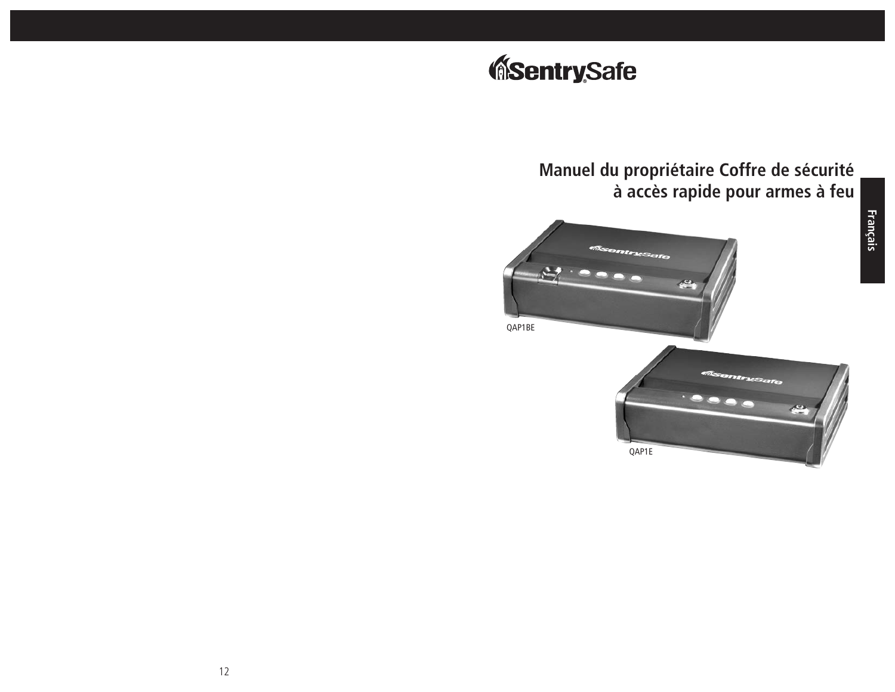SentrySafe

# Manuel du propriétaire Coffre de sécurité à accès rapide pour armes à feu

Français

QAP1BE

QAP1E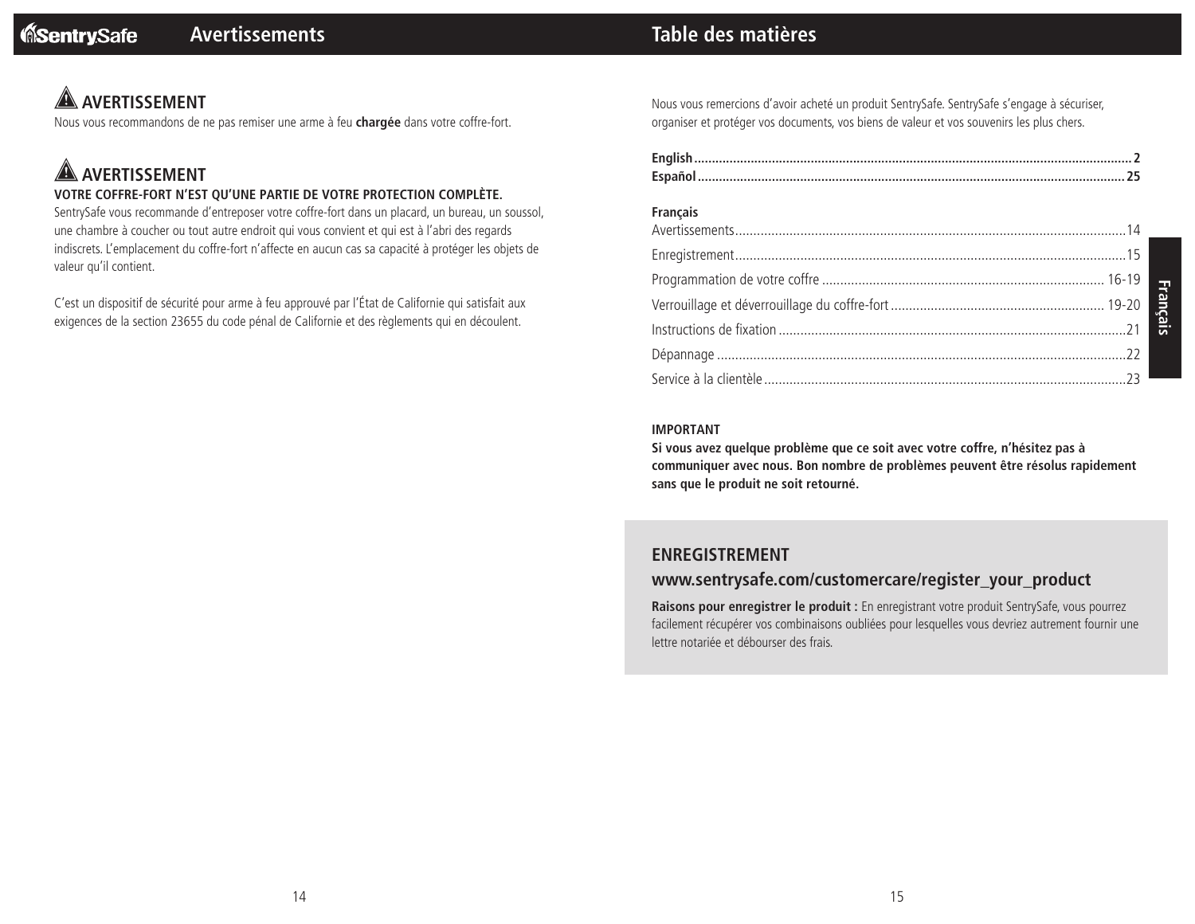## Avertissements

### ⚠ AVERTISSEMENT

Nous vous recommandons de ne pas remiser une arme à feu **chargée** dans votre coffre-fort.

### ⚠ AVERTISSEMENT

**VOTRE COFFRE-FORT N'EST QU'UNE PARTIE DE VOTRE PROTECTION COMPLÈTE.**

SentrySafe vous recommande d'entreposer votre coffre-fort dans un placard, un bureau, un soussol, une chambre à coucher ou tout autre endroit qui vous convient et qui est à l'abri des regards indiscrets. L'emplacement du coffre-fort n'affecte en aucun cas sa capacité à protéger les objets de valeur qu'il contient.

C'est un dispositif de sécurité pour arme à feu approuvé par l'État de Californie qui satisfait aux exigences de la section 23655 du code pénal de Californie et des règlements qui en découlent.

## Table des matières

Nous vous remercions d'avoir acheté un produit SentrySafe. SentrySafe s'engage à sécuriser, organiser et protéger vos documents, vos biens de valeur et vos souvenirs les plus chers.

**English** .......... **2**
**Español** .......... **25**

**Français**

Avertissements .......... 14
Enregistrement .......... 15
Programmation de votre coffre .......... 16-19
Verrouillage et déverrouillage du coffre-fort .......... 19-20
Instructions de fixation .......... 21
Dépannage .......... 22
Service à la clientèle .......... 23

**IMPORTANT**

**Si vous avez quelque problème que ce soit avec votre coffre, n'hésitez pas à communiquer avec nous. Bon nombre de problèmes peuvent être résolus rapidement sans que le produit ne soit retourné.**

### ENREGISTREMENT

### www.sentrysafe.com/customercare/register_your_product

**Raisons pour enregistrer le produit :** En enregistrant votre produit SentrySafe, vous pourrez facilement récupérer vos combinaisons oubliées pour lesquelles vous devriez autrement fournir une lettre notariée et débourser des frais.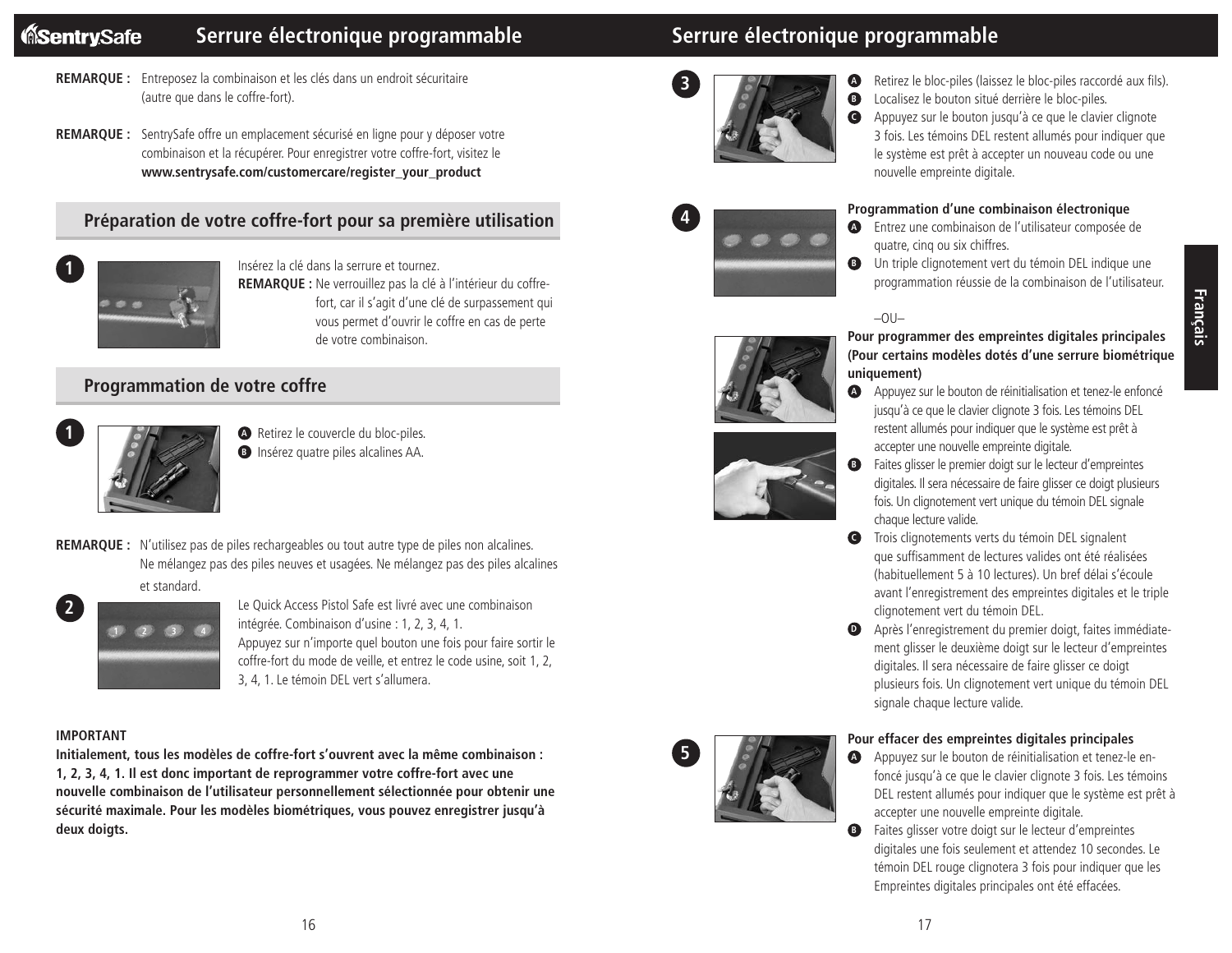**REMARQUE :** Entreposez la combinaison et les clés dans un endroit sécuritaire (autre que dans le coffre-fort).

**REMARQUE :** SentrySafe offre un emplacement sécurisé en ligne pour y déposer votre combinaison et la récupérer. Pour enregistrer votre coffre-fort, visitez le **www.sentrysafe.com/customercare/register_your_product**

## Préparation de votre coffre-fort pour sa première utilisation

**1** Insérez la clé dans la serrure et tournez.
**REMARQUE :** Ne verrouillez pas la clé à l'intérieur du coffre-fort, car il s'agit d'une clé de surpassement qui vous permet d'ouvrir le coffre en cas de perte de votre combinaison.

## Programmation de votre coffre

**1**
- **A** Retirez le couvercle du bloc-piles.
- **B** Insérez quatre piles alcalines AA.

**REMARQUE :** N'utilisez pas de piles rechargeables ou tout autre type de piles non alcalines. Ne mélangez pas des piles neuves et usagées. Ne mélangez pas des piles alcalines et standard.

**2** Le Quick Access Pistol Safe est livré avec une combinaison intégrée. Combinaison d'usine : 1, 2, 3, 4, 1.
Appuyez sur n'importe quel bouton une fois pour faire sortir le coffre-fort du mode de veille, et entrez le code usine, soit 1, 2, 3, 4, 1. Le témoin DEL vert s'allumera.

**IMPORTANT**
**Initialement, tous les modèles de coffre-fort s'ouvrent avec la même combinaison : 1, 2, 3, 4, 1. Il est donc important de reprogrammer votre coffre-fort avec une nouvelle combinaison de l'utilisateur personnellement sélectionnée pour obtenir une sécurité maximale. Pour les modèles biométriques, vous pouvez enregistrer jusqu'à deux doigts.**

**3**
- **A** Retirez le bloc-piles (laissez le bloc-piles raccordé aux fils).
- **B** Localisez le bouton situé derrière le bloc-piles.
- **C** Appuyez sur le bouton jusqu'à ce que le clavier clignote 3 fois. Les témoins DEL restent allumés pour indiquer que le système est prêt à accepter un nouveau code ou une nouvelle empreinte digitale.

**4**

**Programmation d'une combinaison électronique**
- **A** Entrez une combinaison de l'utilisateur composée de quatre, cinq ou six chiffres.
- **B** Un triple clignotement vert du témoin DEL indique une programmation réussie de la combinaison de l'utilisateur.

–OU–

**Pour programmer des empreintes digitales principales (Pour certains modèles dotés d'une serrure biométrique uniquement)**
- **A** Appuyez sur le bouton de réinitialisation et tenez-le enfoncé jusqu'à ce que le clavier clignote 3 fois. Les témoins DEL restent allumés pour indiquer que le système est prêt à accepter une nouvelle empreinte digitale.
- **B** Faites glisser le premier doigt sur le lecteur d'empreintes digitales. Il sera nécessaire de faire glisser ce doigt plusieurs fois. Un clignotement vert unique du témoin DEL signale chaque lecture valide.
- **C** Trois clignotements verts du témoin DEL signalent que suffisamment de lectures valides ont été réalisées (habituellement 5 à 10 lectures). Un bref délai s'écoule avant l'enregistrement des empreintes digitales et le triple clignotement vert du témoin DEL.
- **D** Après l'enregistrement du premier doigt, faites immédiatement glisser le deuxième doigt sur le lecteur d'empreintes digitales. Il sera nécessaire de faire glisser ce doigt plusieurs fois. Un clignotement vert unique du témoin DEL signale chaque lecture valide.

**5**

**Pour effacer des empreintes digitales principales**
- **A** Appuyez sur le bouton de réinitialisation et tenez-le enfoncé jusqu'à ce que le clavier clignote 3 fois. Les témoins DEL restent allumés pour indiquer que le système est prêt à accepter une nouvelle empreinte digitale.
- **B** Faites glisser votre doigt sur le lecteur d'empreintes digitales une fois seulement et attendez 10 secondes. Le témoin DEL rouge clignotera 3 fois pour indiquer que les Empreintes digitales principales ont été effacées.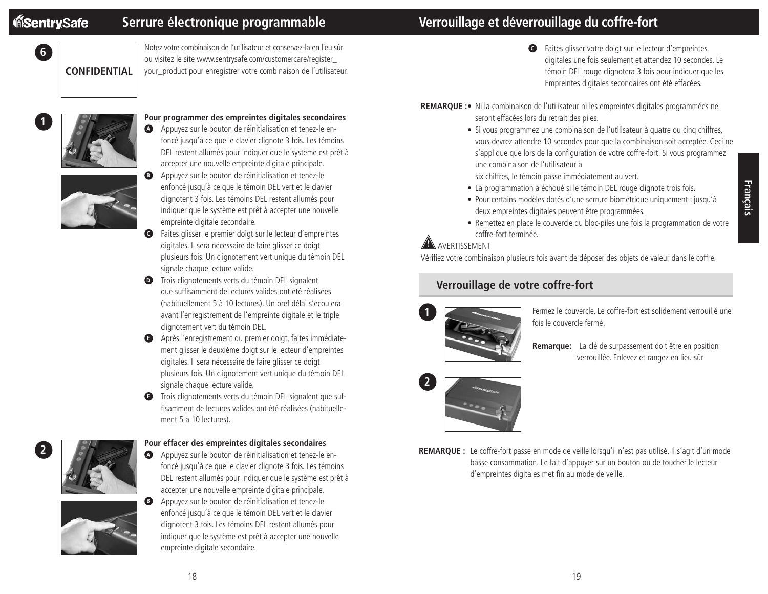## Serrure électronique programmable

**6**

**CONFIDENTIAL**

Notez votre combinaison de l'utilisateur et conservez-la en lieu sûr ou visitez le site www.sentrysafe.com/customercare/register_your_product pour enregistrer votre combinaison de l'utilisateur.

**1**

**Pour programmer des empreintes digitales secondaires**

- **A** Appuyez sur le bouton de réinitialisation et tenez-le enfoncé jusqu'à ce que le clavier clignote 3 fois. Les témoins DEL restent allumés pour indiquer que le système est prêt à accepter une nouvelle empreinte digitale principale.
- **B** Appuyez sur le bouton de réinitialisation et tenez-le enfoncé jusqu'à ce que le témoin DEL vert et le clavier clignotent 3 fois. Les témoins DEL restent allumés pour indiquer que le système est prêt à accepter une nouvelle empreinte digitale secondaire.
- **C** Faites glisser le premier doigt sur le lecteur d'empreintes digitales. Il sera nécessaire de faire glisser ce doigt plusieurs fois. Un clignotement vert unique du témoin DEL signale chaque lecture valide.
- **D** Trois clignotements verts du témoin DEL signalent que suffisamment de lectures valides ont été réalisées (habituellement 5 à 10 lectures). Un bref délai s'écoulera avant l'enregistrement de l'empreinte digitale et le triple clignotement vert du témoin DEL.
- **E** Après l'enregistrement du premier doigt, faites immédiatement glisser le deuxième doigt sur le lecteur d'empreintes digitales. Il sera nécessaire de faire glisser ce doigt plusieurs fois. Un clignotement vert unique du témoin DEL signale chaque lecture valide.
- **F** Trois clignotements verts du témoin DEL signalent que suffisamment de lectures valides ont été réalisées (habituellement 5 à 10 lectures).

**2**

**Pour effacer des empreintes digitales secondaires**

- **A** Appuyez sur le bouton de réinitialisation et tenez-le enfoncé jusqu'à ce que le clavier clignote 3 fois. Les témoins DEL restent allumés pour indiquer que le système est prêt à accepter une nouvelle empreinte digitale principale.
- **B** Appuyez sur le bouton de réinitialisation et tenez-le enfoncé jusqu'à ce que le témoin DEL vert et le clavier clignotent 3 fois. Les témoins DEL restent allumés pour indiquer que le système est prêt à accepter une nouvelle empreinte digitale secondaire.
- **C** Faites glisser votre doigt sur le lecteur d'empreintes digitales une fois seulement et attendez 10 secondes. Le témoin DEL rouge clignotera 3 fois pour indiquer que les Empreintes digitales secondaires ont été effacées.

## Verrouillage et déverrouillage du coffre-fort

**REMARQUE :**

- Ni la combinaison de l'utilisateur ni les empreintes digitales programmées ne seront effacées lors du retrait des piles.
- Si vous programmez une combinaison de l'utilisateur à quatre ou cinq chiffres, vous devrez attendre 10 secondes pour que la combinaison soit acceptée. Ceci ne s'applique que lors de la configuration de votre coffre-fort. Si vous programmez une combinaison de l'utilisateur à six chiffres, le témoin passe immédiatement au vert.
- La programmation a échoué si le témoin DEL rouge clignote trois fois.
- Pour certains modèles dotés d'une serrure biométrique uniquement : jusqu'à deux empreintes digitales peuvent être programmées.
- Remettez en place le couvercle du bloc-piles une fois la programmation de votre coffre-fort terminée.

⚠ AVERTISSEMENT

Vérifiez votre combinaison plusieurs fois avant de déposer des objets de valeur dans le coffre.

### Verrouillage de votre coffre-fort

**1** Fermez le couvercle. Le coffre-fort est solidement verrouillé une fois le couvercle fermé.

**Remarque:** La clé de surpassement doit être en position verrouillée. Enlevez et rangez en lieu sûr

**2**

**REMARQUE :** Le coffre-fort passe en mode de veille lorsqu'il n'est pas utilisé. Il s'agit d'un mode basse consommation. Le fait d'appuyer sur un bouton ou de toucher le lecteur d'empreintes digitales met fin au mode de veille.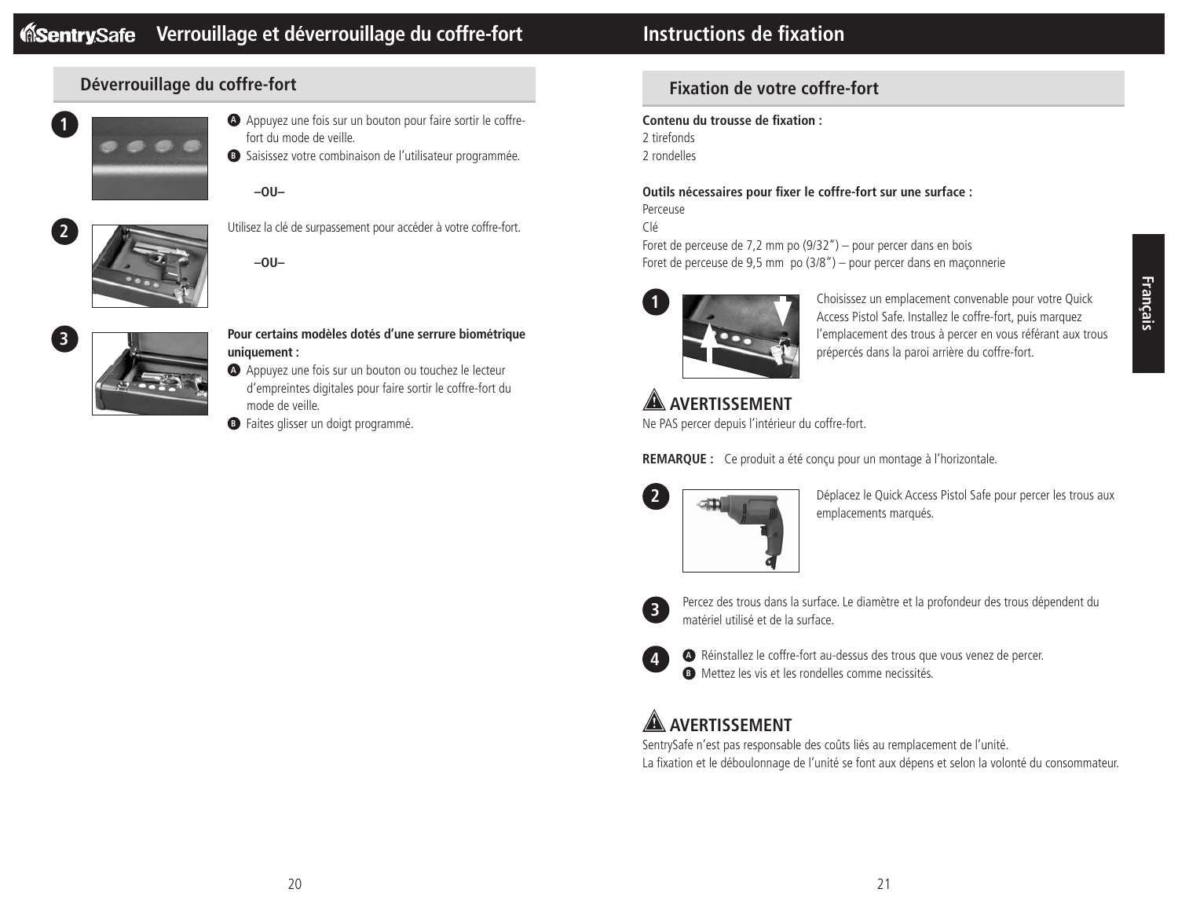# Verrouillage et déverrouillage du coffre-fort

## Déverrouillage du coffre-fort

**1**

- **A** Appuyez une fois sur un bouton pour faire sortir le coffre-fort du mode de veille.
- **B** Saisissez votre combinaison de l'utilisateur programmée.

–OU–

**2**

Utilisez la clé de surpassement pour accéder à votre coffre-fort.

–OU–

**3**

**Pour certains modèles dotés d'une serrure biométrique uniquement :**

- **A** Appuyez une fois sur un bouton ou touchez le lecteur d'empreintes digitales pour faire sortir le coffre-fort du mode de veille.
- **B** Faites glisser un doigt programmé.

# Instructions de fixation

## Fixation de votre coffre-fort

**Contenu du trousse de fixation :**
2 tirefonds
2 rondelles

**Outils nécessaires pour fixer le coffre-fort sur une surface :**
Perceuse
Clé
Foret de perceuse de 7,2 mm po (9/32") – pour percer dans en bois
Foret de perceuse de 9,5 mm po (3/8") – pour percer dans en maçonnerie

**1** Choisissez un emplacement convenable pour votre Quick Access Pistol Safe. Installez le coffre-fort, puis marquez l'emplacement des trous à percer en vous référant aux trous prépercés dans la paroi arrière du coffre-fort.

### ⚠ AVERTISSEMENT

Ne PAS percer depuis l'intérieur du coffre-fort.

**REMARQUE :** Ce produit a été conçu pour un montage à l'horizontale.

**2** Déplacez le Quick Access Pistol Safe pour percer les trous aux emplacements marqués.

**3** Percez des trous dans la surface. Le diamètre et la profondeur des trous dépendent du matériel utilisé et de la surface.

**4**

- **A** Réinstallez le coffre-fort au-dessus des trous que vous venez de percer.
- **B** Mettez les vis et les rondelles comme necissités.

### ⚠ AVERTISSEMENT

SentrySafe n'est pas responsable des coûts liés au remplacement de l'unité.
La fixation et le déboulonnage de l'unité se font aux dépens et selon la volonté du consommateur.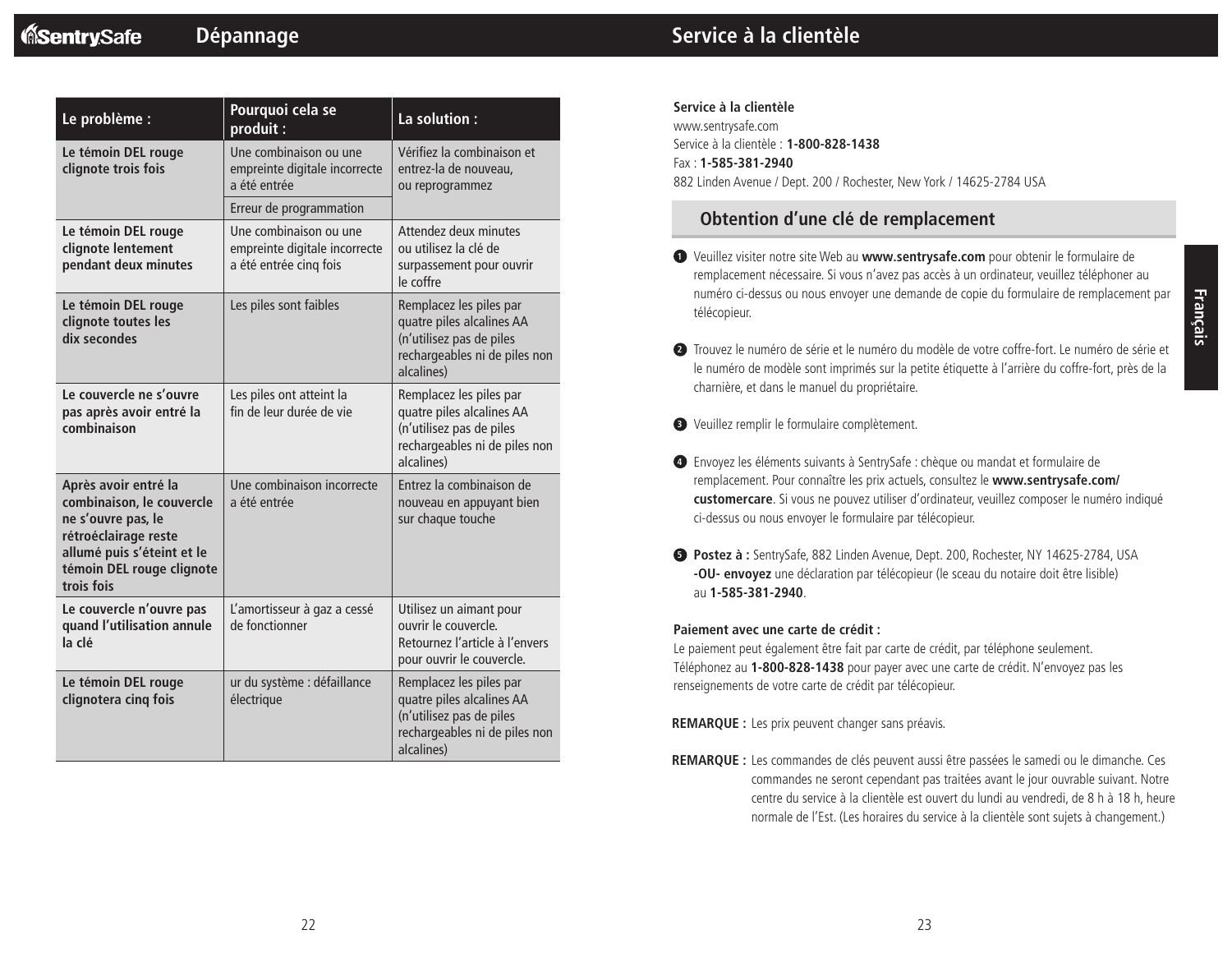## Dépannage

| Le problème : | Pourquoi cela se produit : | La solution : |
|---|---|---|
| **Le témoin DEL rouge clignote trois fois** | Une combinaison ou une empreinte digitale incorrecte a été entrée | Vérifiez la combinaison et entrez-la de nouveau, ou reprogrammez |
| | Erreur de programmation | |
| **Le témoin DEL rouge clignote lentement pendant deux minutes** | Une combinaison ou une empreinte digitale incorrecte a été entrée cinq fois | Attendez deux minutes ou utilisez la clé de surpassement pour ouvrir le coffre |
| **Le témoin DEL rouge clignote toutes les dix secondes** | Les piles sont faibles | Remplacez les piles par quatre piles alcalines AA (n'utilisez pas de piles rechargeables ni de piles non alcalines) |
| **Le couvercle ne s'ouvre pas après avoir entré la combinaison** | Les piles ont atteint la fin de leur durée de vie | Remplacez les piles par quatre piles alcalines AA (n'utilisez pas de piles rechargeables ni de piles non alcalines) |
| **Après avoir entré la combinaison, le couvercle ne s'ouvre pas, le rétroéclairage reste allumé puis s'éteint et le témoin DEL rouge clignote trois fois** | Une combinaison incorrecte a été entrée | Entrez la combinaison de nouveau en appuyant bien sur chaque touche |
| **Le couvercle n'ouvre pas quand l'utilisation annule la clé** | L'amortisseur à gaz a cessé de fonctionner | Utilisez un aimant pour ouvrir le couvercle. Retournez l'article à l'envers pour ouvrir le couvercle. |
| **Le témoin DEL rouge clignotera cinq fois** | ur du système : défaillance électrique | Remplacez les piles par quatre piles alcalines AA (n'utilisez pas de piles rechargeables ni de piles non alcalines) |

## Service à la clientèle

**Service à la clientèle**
www.sentrysafe.com
Service à la clientèle : **1-800-828-1438**
Fax : **1-585-381-2940**
882 Linden Avenue / Dept. 200 / Rochester, New York / 14625-2784 USA

### Obtention d'une clé de remplacement

1. Veuillez visiter notre site Web au **www.sentrysafe.com** pour obtenir le formulaire de remplacement nécessaire. Si vous n'avez pas accès à un ordinateur, veuillez téléphoner au numéro ci-dessus ou nous envoyer une demande de copie du formulaire de remplacement par télécopieur.

2. Trouvez le numéro de série et le numéro du modèle de votre coffre-fort. Le numéro de série et le numéro de modèle sont imprimés sur la petite étiquette à l'arrière du coffre-fort, près de la charnière, et dans le manuel du propriétaire.

3. Veuillez remplir le formulaire complètement.

4. Envoyez les éléments suivants à SentrySafe : chèque ou mandat et formulaire de remplacement. Pour connaître les prix actuels, consultez le **www.sentrysafe.com/customercare**. Si vous ne pouvez utiliser d'ordinateur, veuillez composer le numéro indiqué ci-dessus ou nous envoyer le formulaire par télécopieur.

5. **Postez à :** SentrySafe, 882 Linden Avenue, Dept. 200, Rochester, NY 14625-2784, USA **-OU- envoyez** une déclaration par télécopieur (le sceau du notaire doit être lisible) au **1-585-381-2940**.

**Paiement avec une carte de crédit :**
Le paiement peut également être fait par carte de crédit, par téléphone seulement. Téléphonez au **1-800-828-1438** pour payer avec une carte de crédit. N'envoyez pas les renseignements de votre carte de crédit par télécopieur.

**REMARQUE :** Les prix peuvent changer sans préavis.

**REMARQUE :** Les commandes de clés peuvent aussi être passées le samedi ou le dimanche. Ces commandes ne seront cependant pas traitées avant le jour ouvrable suivant. Notre centre du service à la clientèle est ouvert du lundi au vendredi, de 8 h à 18 h, heure normale de l'Est. (Les horaires du service à la clientèle sont sujets à changement.)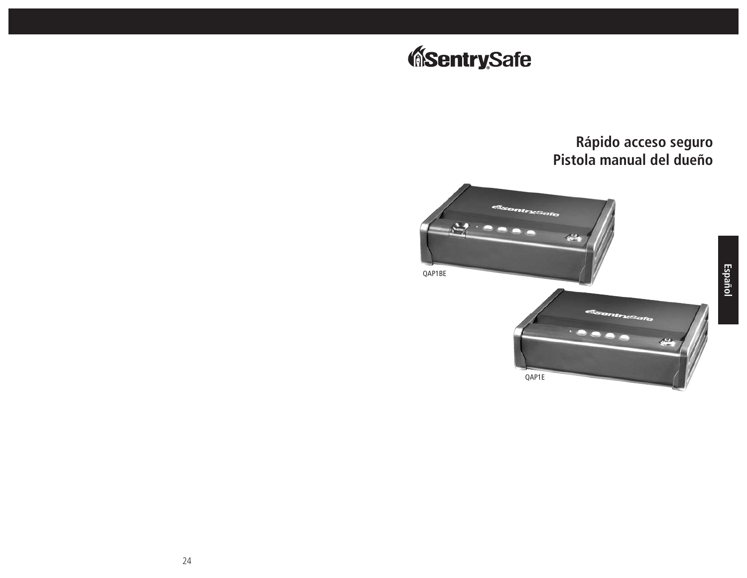# Rápido acceso seguro
# Pistola manual del dueño

QAP1BE

QAP1E

Español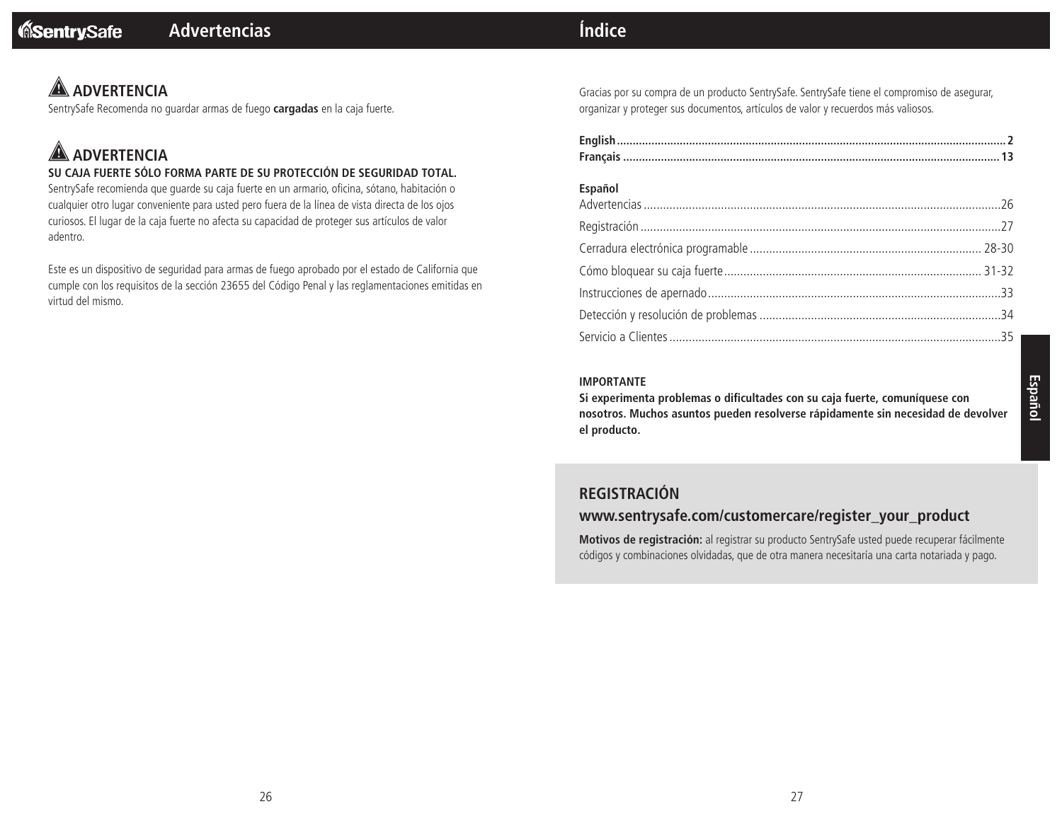## Advertencias

### ⚠ ADVERTENCIA

SentrySafe Recomenda no guardar armas de fuego **cargadas** en la caja fuerte.

### ⚠ ADVERTENCIA

**SU CAJA FUERTE SÓLO FORMA PARTE DE SU PROTECCIÓN DE SEGURIDAD TOTAL.**

SentrySafe recomienda que guarde su caja fuerte en un armario, oficina, sótano, habitación o cualquier otro lugar conveniente para usted pero fuera de la línea de vista directa de los ojos curiosos. El lugar de la caja fuerte no afecta su capacidad de proteger sus artículos de valor adentro.

Este es un dispositivo de seguridad para armas de fuego aprobado por el estado de California que cumple con los requisitos de la sección 23655 del Código Penal y las reglamentaciones emitidas en virtud del mismo.

## Índice

Gracias por su compra de un producto SentrySafe. SentrySafe tiene el compromiso de asegurar, organizar y proteger sus documentos, artículos de valor y recuerdos más valiosos.

**English** .......... **2**
**Français** .......... **13**

**Español**

Advertencias .......... 26
Registración .......... 27
Cerradura electrónica programable .......... 28-30
Cómo bloquear su caja fuerte .......... 31-32
Instrucciones de apernado .......... 33
Detección y resolución de problemas .......... 34
Servicio a Clientes .......... 35

**IMPORTANTE**

**Si experimenta problemas o dificultades con su caja fuerte, comuníquese con nosotros. Muchos asuntos pueden resolverse rápidamente sin necesidad de devolver el producto.**

### REGISTRACIÓN

### www.sentrysafe.com/customercare/register_your_product

**Motivos de registración:** al registrar su producto SentrySafe usted puede recuperar fácilmente códigos y combinaciones olvidadas, que de otra manera necesitaría una carta notariada y pago.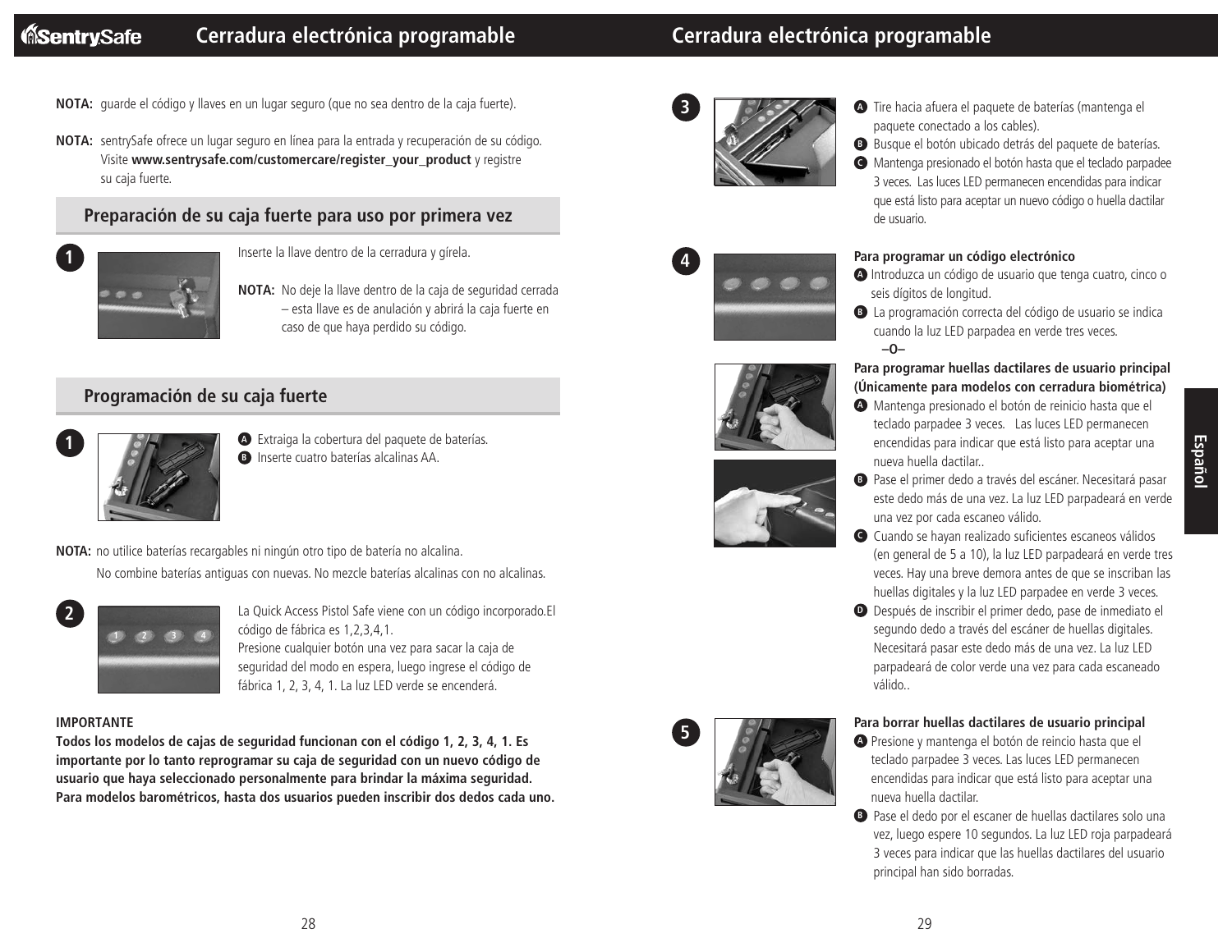**NOTA:** guarde el código y llaves en un lugar seguro (que no sea dentro de la caja fuerte).

**NOTA:** sentrySafe ofrece un lugar seguro en línea para la entrada y recuperación de su código. Visite **www.sentrysafe.com/customercare/register_your_product** y registre su caja fuerte.

## Preparación de su caja fuerte para uso por primera vez

**1**

Inserte la llave dentro de la cerradura y gírela.

**NOTA:** No deje la llave dentro de la caja de seguridad cerrada – esta llave es de anulación y abrirá la caja fuerte en caso de que haya perdido su código.

## Programación de su caja fuerte

**1**

- **A** Extraiga la cobertura del paquete de baterías.
- **B** Inserte cuatro baterías alcalinas AA.

**NOTA:** no utilice baterías recargables ni ningún otro tipo de batería no alcalina.
No combine baterías antiguas con nuevas. No mezcle baterías alcalinas con no alcalinas.

**2**

La Quick Access Pistol Safe viene con un código incorporado.El código de fábrica es 1,2,3,4,1.
Presione cualquier botón una vez para sacar la caja de seguridad del modo en espera, luego ingrese el código de fábrica 1, 2, 3, 4, 1. La luz LED verde se encenderá.

**IMPORTANTE**

**Todos los modelos de cajas de seguridad funcionan con el código 1, 2, 3, 4, 1. Es importante por lo tanto reprogramar su caja de seguridad con un nuevo código de usuario que haya seleccionado personalmente para brindar la máxima seguridad. Para modelos barométricos, hasta dos usuarios pueden inscribir dos dedos cada uno.**

**3**

- **A** Tire hacia afuera el paquete de baterías (mantenga el paquete conectado a los cables).
- **B** Busque el botón ubicado detrás del paquete de baterías.
- **C** Mantenga presionado el botón hasta que el teclado parpadee 3 veces. Las luces LED permanecen encendidas para indicar que está listo para aceptar un nuevo código o huella dactilar de usuario.

**4**

**Para programar un código electrónico**

- **A** Introduzca un código de usuario que tenga cuatro, cinco o seis dígitos de longitud.
- **B** La programación correcta del código de usuario se indica cuando la luz LED parpadea en verde tres veces.

**–O–**

**Para programar huellas dactilares de usuario principal (Únicamente para modelos con cerradura biométrica)**

- **A** Mantenga presionado el botón de reinicio hasta que el teclado parpadee 3 veces. Las luces LED permanecen encendidas para indicar que está listo para aceptar una nueva huella dactilar..
- **B** Pase el primer dedo a través del escáner. Necesitará pasar este dedo más de una vez. La luz LED parpadeará en verde una vez por cada escaneo válido.
- **C** Cuando se hayan realizado suficientes escaneos válidos (en general de 5 a 10), la luz LED parpadeará en verde tres veces. Hay una breve demora antes de que se inscriban las huellas digitales y la luz LED parpadee en verde 3 veces.
- **D** Después de inscribir el primer dedo, pase de inmediato el segundo dedo a través del escáner de huellas digitales. Necesitará pasar este dedo más de una vez. La luz LED parpadeará de color verde una vez para cada escaneado válido..

**5**

**Para borrar huellas dactilares de usuario principal**

- **A** Presione y mantenga el botón de reincio hasta que el teclado parpadee 3 veces. Las luces LED permanecen encendidas para indicar que está listo para aceptar una nueva huella dactilar.
- **B** Pase el dedo por el escaner de huellas dactilares solo una vez, luego espere 10 segundos. La luz LED roja parpadeará 3 veces para indicar que las huellas dactilares del usuario principal han sido borradas.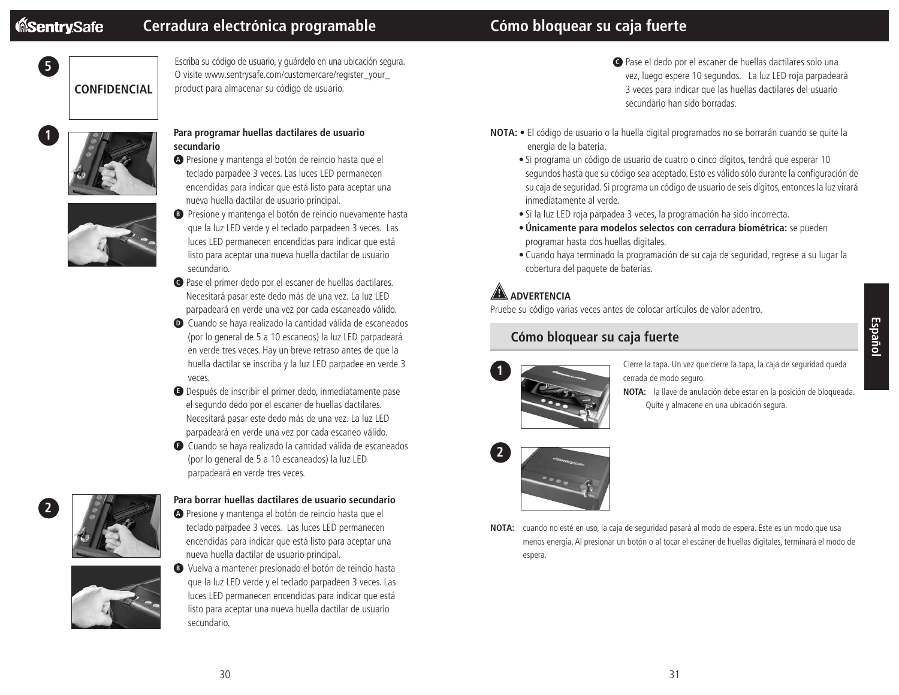## Cerradura electrónica programable

**5**

**CONFIDENCIAL**

Escriba su código de usuario, y guárdelo en una ubicación segura. O visite www.sentrysafe.com/customercare/register_your_product para almacenar su código de usuario.

**1**

**Para programar huellas dactilares de usuario secundario**

- **A** Presione y mantenga el botón de reincio hasta que el teclado parpadee 3 veces. Las luces LED permanecen encendidas para indicar que está listo para aceptar una nueva huella dactilar de usuario principal.
- **B** Presione y mantenga el botón de reincio nuevamente hasta que la luz LED verde y el teclado parpadeen 3 veces. Las luces LED permanecen encendidas para indicar que está listo para aceptar una nueva huella dactilar de usuario secundario.
- **C** Pase el primer dedo por el escaner de huellas dactilares. Necesitará pasar este dedo más de una vez. La luz LED parpadeará en verde una vez por cada escaneado válido.
- **D** Cuando se haya realizado la cantidad válida de escaneados (por lo general de 5 a 10 escaneos) la luz LED parpadeará en verde tres veces. Hay un breve retraso antes de que la huella dactilar se inscriba y la luz LED parpadee en verde 3 veces.
- **E** Después de inscribir el primer dedo, inmediatamente pase el segundo dedo por el escaner de huellas dactilares. Necesitará pasar este dedo más de una vez. La luz LED parpadeará en verde una vez por cada escaneo válido.
- **F** Cuando se haya realizado la cantidad válida de escaneados (por lo general de 5 a 10 escaneados) la luz LED parpadeará en verde tres veces.

**2**

**Para borrar huellas dactilares de usuario secundario**

- **A** Presione y mantenga el botón de reincio hasta que el teclado parpadee 3 veces. Las luces LED permanecen encendidas para indicar que está listo para aceptar una nueva huella dactilar de usuario principal.
- **B** Vuelva a mantener presionado el botón de reincio hasta que la luz LED verde y el teclado parpadeen 3 veces. Las luces LED permanecen encendidas para indicar que está listo para aceptar una nueva huella dactilar de usuario secundario.
- **C** Pase el dedo por el escaner de huellas dactilares solo una vez, luego espere 10 segundos. La luz LED roja parpadeará 3 veces para indicar que las huellas dactilares del usuario secundario han sido borradas.

**NOTA:**
- El código de usuario o la huella digital programados no se borrarán cuando se quite la energía de la batería.
- Si programa un código de usuario de cuatro o cinco dígitos, tendrá que esperar 10 segundos hasta que su código sea aceptado. Esto es válido sólo durante la configuración de su caja de seguridad. Si programa un código de usuario de seis dígitos, entonces la luz virará inmediatamente al verde.
- Si la luz LED roja parpadea 3 veces, la programación ha sido incorrecta.
- **Únicamente para modelos selectos con cerradura biométrica:** se pueden programar hasta dos huellas digitales.
- Cuando haya terminado la programación de su caja de seguridad, regrese a su lugar la cobertura del paquete de baterías.

**⚠ ADVERTENCIA**

Pruebe su código varias veces antes de colocar artículos de valor adentro.

## Cómo bloquear su caja fuerte

**1**

Cierre la tapa. Un vez que cierre la tapa, la caja de seguridad queda cerrada de modo seguro.

**NOTA:** la llave de anulación debe estar en la posición de bloqueada. Quite y almacene en una ubicación segura.

**2**

**NOTA:** cuando no esté en uso, la caja de seguridad pasará al modo de espera. Este es un modo que usa menos energía. Al presionar un botón o al tocar el escáner de huellas digitales, terminará el modo de espera.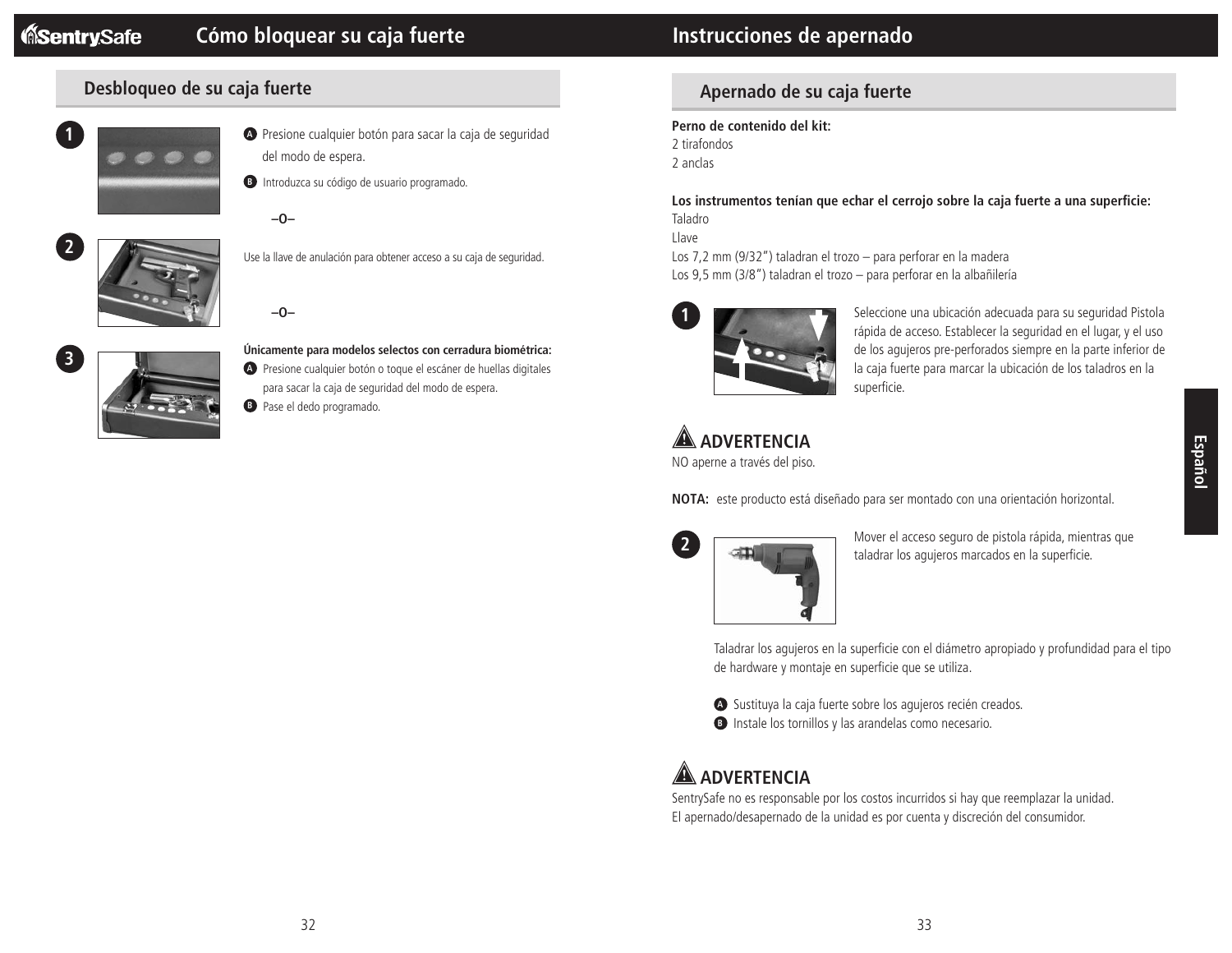# Cómo bloquear su caja fuerte

## Desbloqueo de su caja fuerte

**1**

- **A** Presione cualquier botón para sacar la caja de seguridad del modo de espera.
- **B** Introduzca su código de usuario programado.

–O–

**2**

Use la llave de anulación para obtener acceso a su caja de seguridad.

–O–

**3**

**Únicamente para modelos selectos con cerradura biométrica:**

- **A** Presione cualquier botón o toque el escáner de huellas digitales para sacar la caja de seguridad del modo de espera.
- **B** Pase el dedo programado.

# Instrucciones de apernado

## Apernado de su caja fuerte

**Perno de contenido del kit:**
2 tirafondos
2 anclas

**Los instrumentos tenían que echar el cerrojo sobre la caja fuerte a una superficie:**
Taladro
Llave
Los 7,2 mm (9/32") taladran el trozo – para perforar en la madera
Los 9,5 mm (3/8") taladran el trozo – para perforar en la albañilería

**1**

Seleccione una ubicación adecuada para su seguridad Pistola rápida de acceso. Establecer la seguridad en el lugar, y el uso de los agujeros pre-perforados siempre en la parte inferior de la caja fuerte para marcar la ubicación de los taladros en la superficie.

### ⚠ ADVERTENCIA

NO aperne a través del piso.

**NOTA:** este producto está diseñado para ser montado con una orientación horizontal.

**2**

Mover el acceso seguro de pistola rápida, mientras que taladrar los agujeros marcados en la superficie.

Taladrar los agujeros en la superficie con el diámetro apropiado y profundidad para el tipo de hardware y montaje en superficie que se utiliza.

- **A** Sustituya la caja fuerte sobre los agujeros recién creados.
- **B** Instale los tornillos y las arandelas como necesario.

### ⚠ ADVERTENCIA

SentrySafe no es responsable por los costos incurridos si hay que reemplazar la unidad. El apernado/desapernado de la unidad es por cuenta y discreción del consumidor.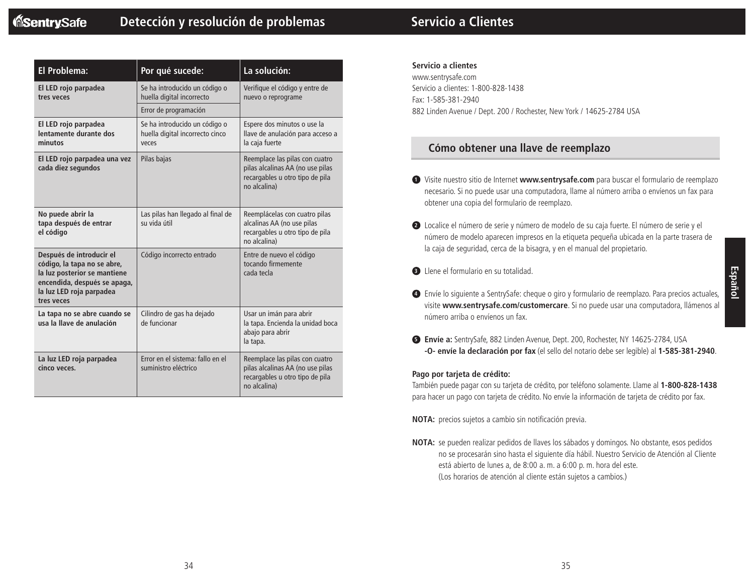# Detección y resolución de problemas

| El Problema: | Por qué sucede: | La solución: |
|---|---|---|
| **El LED rojo parpadea tres veces** | Se ha introducido un código o huella digital incorrecto | Verifique el código y entre de nuevo o reprograme |
| | Error de programación | |
| **El LED rojo parpadea lentamente durante dos minutos** | Se ha introducido un código o huella digital incorrecto cinco veces | Espere dos minutos o use la llave de anulación para acceso a la caja fuerte |
| **El LED rojo parpadea una vez cada diez segundos** | Pilas bajas | Reemplace las pilas con cuatro pilas alcalinas AA (no use pilas recargables u otro tipo de pila no alcalina) |
| **No puede abrir la tapa después de entrar el código** | Las pilas han llegado al final de su vida útil | Reemplácelas con cuatro pilas alcalinas AA (no use pilas recargables u otro tipo de pila no alcalina) |
| **Después de introducir el código, la tapa no se abre, la luz posterior se mantiene encendida, después se apaga, la luz LED roja parpadea tres veces** | Código incorrecto entrado | Entre de nuevo el código tocando firmemente cada tecla |
| **La tapa no se abre cuando se usa la llave de anulación** | Cilindro de gas ha dejado de funcionar | Usar un imán para abrir la tapa. Encienda la unidad boca abajo para abrir la tapa. |
| **La luz LED roja parpadea cinco veces.** | Error en el sistema: fallo en el suministro eléctrico | Reemplace las pilas con cuatro pilas alcalinas AA (no use pilas recargables u otro tipo de pila no alcalina) |

# Servicio a Clientes

**Servicio a clientes**
www.sentrysafe.com
Servicio a clientes: 1-800-828-1438
Fax: 1-585-381-2940
882 Linden Avenue / Dept. 200 / Rochester, New York / 14625-2784 USA

## Cómo obtener una llave de reemplazo

1. Visite nuestro sitio de Internet **www.sentrysafe.com** para buscar el formulario de reemplazo necesario. Si no puede usar una computadora, llame al número arriba o envíenos un fax para obtener una copia del formulario de reemplazo.

2. Localice el número de serie y número de modelo de su caja fuerte. El número de serie y el número de modelo aparecen impresos en la etiqueta pequeña ubicada en la parte trasera de la caja de seguridad, cerca de la bisagra, y en el manual del propietario.

3. Llene el formulario en su totalidad.

4. Envíe lo siguiente a SentrySafe: cheque o giro y formulario de reemplazo. Para precios actuales, visite **www.sentrysafe.com/customercare**. Si no puede usar una computadora, llámenos al número arriba o envíenos un fax.

5. **Envíe a:** SentrySafe, 882 Linden Avenue, Dept. 200, Rochester, NY 14625-2784, USA
**-O- envíe la declaración por fax** (el sello del notario debe ser legible) al **1-585-381-2940**.

**Pago por tarjeta de crédito:**
También puede pagar con su tarjeta de crédito, por teléfono solamente. Llame al **1-800-828-1438** para hacer un pago con tarjeta de crédito. No envíe la información de tarjeta de crédito por fax.

**NOTA:** precios sujetos a cambio sin notificación previa.

**NOTA:** se pueden realizar pedidos de llaves los sábados y domingos. No obstante, esos pedidos no se procesarán sino hasta el siguiente día hábil. Nuestro Servicio de Atención al Cliente está abierto de lunes a, de 8:00 a. m. a 6:00 p. m. hora del este.
(Los horarios de atención al cliente están sujetos a cambios.)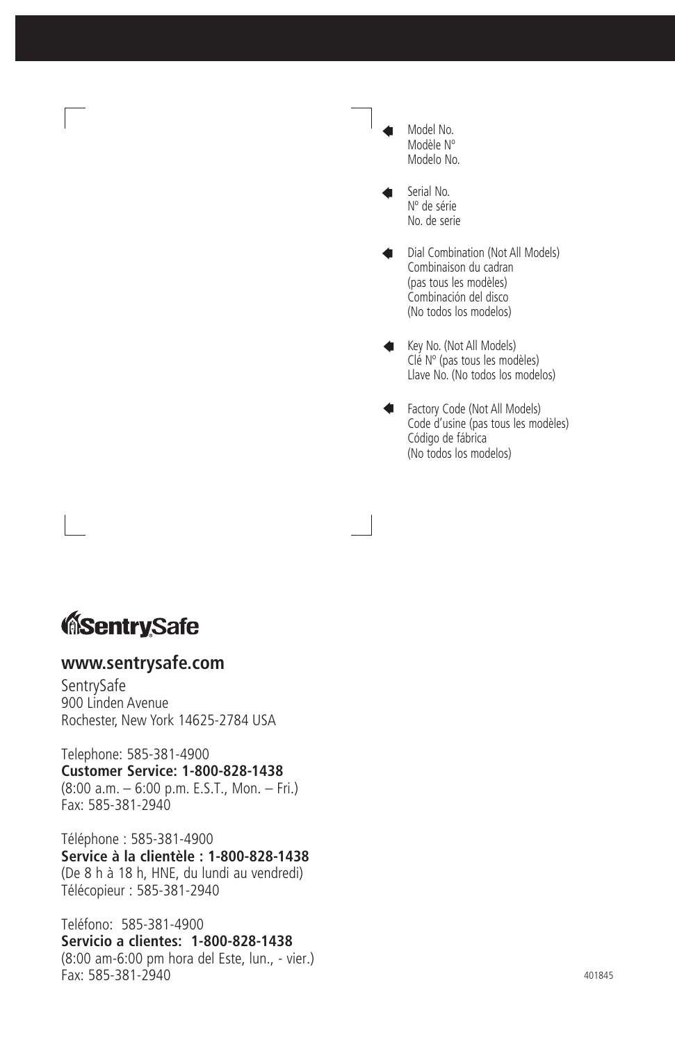Model No.
Modèle Nº
Modelo No.

Serial No.
Nº de série
No. de serie

Dial Combination (Not All Models)
Combinaison du cadran
(pas tous les modèles)
Combinación del disco
(No todos los modelos)

Key No. (Not All Models)
Clé Nº (pas tous les modèles)
Llave No. (No todos los modelos)

Factory Code (Not All Models)
Code d'usine (pas tous les modèles)
Código de fábrica
(No todos los modelos)

SentrySafe

**www.sentrysafe.com**

SentrySafe
900 Linden Avenue
Rochester, New York 14625-2784 USA

Telephone: 585-381-4900
**Customer Service: 1-800-828-1438**
(8:00 a.m. – 6:00 p.m. E.S.T., Mon. – Fri.)
Fax: 585-381-2940

Téléphone : 585-381-4900
**Service à la clientèle : 1-800-828-1438**
(De 8 h à 18 h, HNE, du lundi au vendredi)
Télécopieur : 585-381-2940

Teléfono: 585-381-4900
**Servicio a clientes: 1-800-828-1438**
(8:00 am-6:00 pm hora del Este, lun., - vier.)
Fax: 585-381-2940

401845